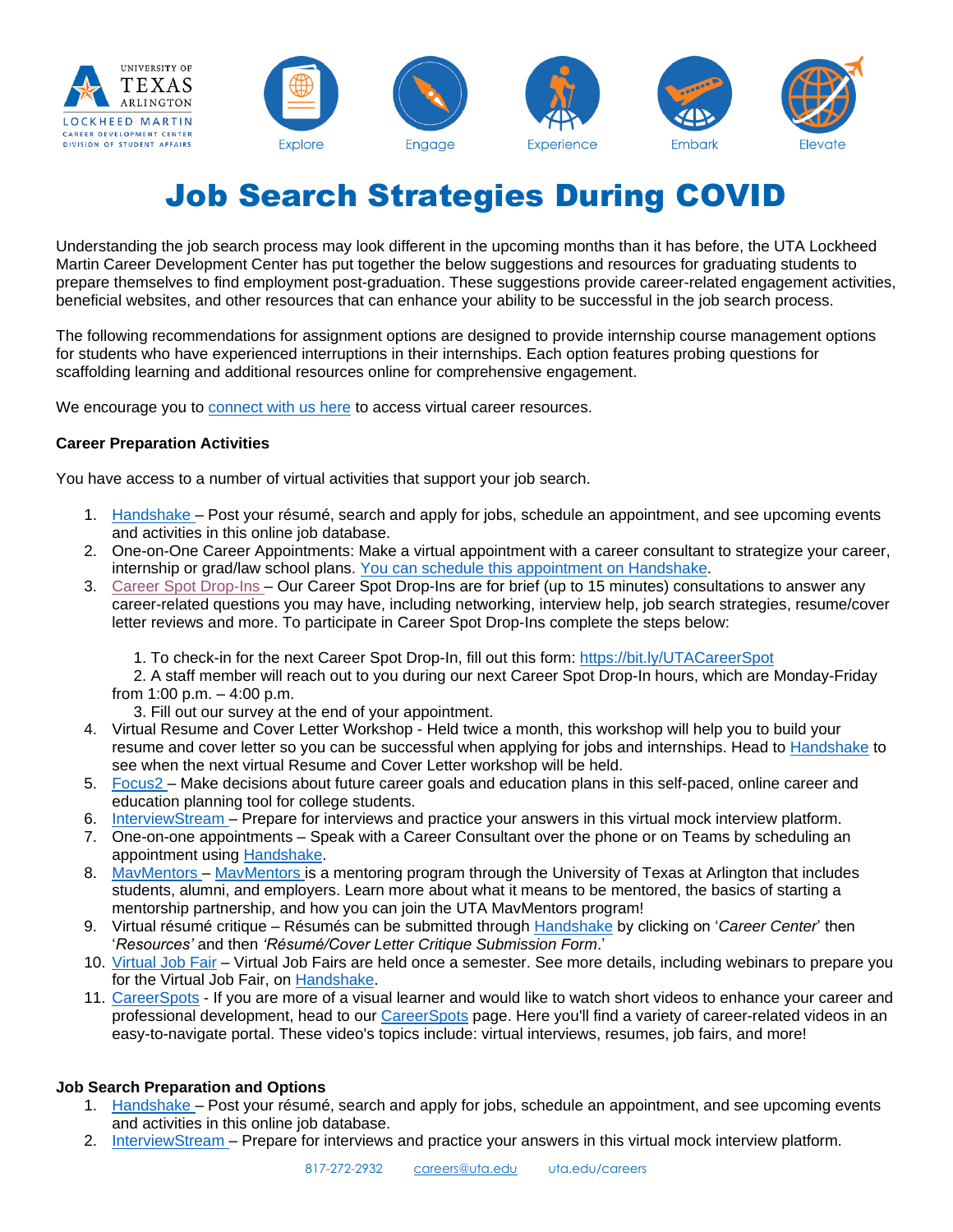University of Texas Arlington
Lockheed Martin Career Development Center
Division of Student Affairs

Explore · Engage · Experience · Embark · Elevate

# Job Search Strategies During COVID

Understanding the job search process may look different in the upcoming months than it has before, the UTA Lockheed Martin Career Development Center has put together the below suggestions and resources for graduating students to prepare themselves to find employment post-graduation. These suggestions provide career-related engagement activities, beneficial websites, and other resources that can enhance your ability to be successful in the job search process.

The following recommendations for assignment options are designed to provide internship course management options for students who have experienced interruptions in their internships. Each option features probing questions for scaffolding learning and additional resources online for comprehensive engagement.

We encourage you to connect with us here to access virtual career resources.

**Career Preparation Activities**

You have access to a number of virtual activities that support your job search.

1. Handshake – Post your résumé, search and apply for jobs, schedule an appointment, and see upcoming events and activities in this online job database.
2. One-on-One Career Appointments: Make a virtual appointment with a career consultant to strategize your career, internship or grad/law school plans. You can schedule this appointment on Handshake.
3. Career Spot Drop-Ins – Our Career Spot Drop-Ins are for brief (up to 15 minutes) consultations to answer any career-related questions you may have, including networking, interview help, job search strategies, resume/cover letter reviews and more. To participate in Career Spot Drop-Ins complete the steps below:
   1. To check-in for the next Career Spot Drop-In, fill out this form: https://bit.ly/UTACareerSpot
   2. A staff member will reach out to you during our next Career Spot Drop-In hours, which are Monday-Friday from 1:00 p.m. – 4:00 p.m.
   3. Fill out our survey at the end of your appointment.
4. Virtual Resume and Cover Letter Workshop - Held twice a month, this workshop will help you to build your resume and cover letter so you can be successful when applying for jobs and internships. Head to Handshake to see when the next virtual Resume and Cover Letter workshop will be held.
5. Focus2 – Make decisions about future career goals and education plans in this self-paced, online career and education planning tool for college students.
6. InterviewStream – Prepare for interviews and practice your answers in this virtual mock interview platform.
7. One-on-one appointments – Speak with a Career Consultant over the phone or on Teams by scheduling an appointment using Handshake.
8. MavMentors – MavMentors is a mentoring program through the University of Texas at Arlington that includes students, alumni, and employers. Learn more about what it means to be mentored, the basics of starting a mentorship partnership, and how you can join the UTA MavMentors program!
9. Virtual résumé critique – Résumés can be submitted through Handshake by clicking on '*Career Center*' then '*Resources'* and then *'Résumé/Cover Letter Critique Submission Form*.'
10. Virtual Job Fair – Virtual Job Fairs are held once a semester. See more details, including webinars to prepare you for the Virtual Job Fair, on Handshake.
11. CareerSpots - If you are more of a visual learner and would like to watch short videos to enhance your career and professional development, head to our CareerSpots page. Here you'll find a variety of career-related videos in an easy-to-navigate portal. These video's topics include: virtual interviews, resumes, job fairs, and more!

**Job Search Preparation and Options**

1. Handshake – Post your résumé, search and apply for jobs, schedule an appointment, and see upcoming events and activities in this online job database.
2. InterviewStream – Prepare for interviews and practice your answers in this virtual mock interview platform.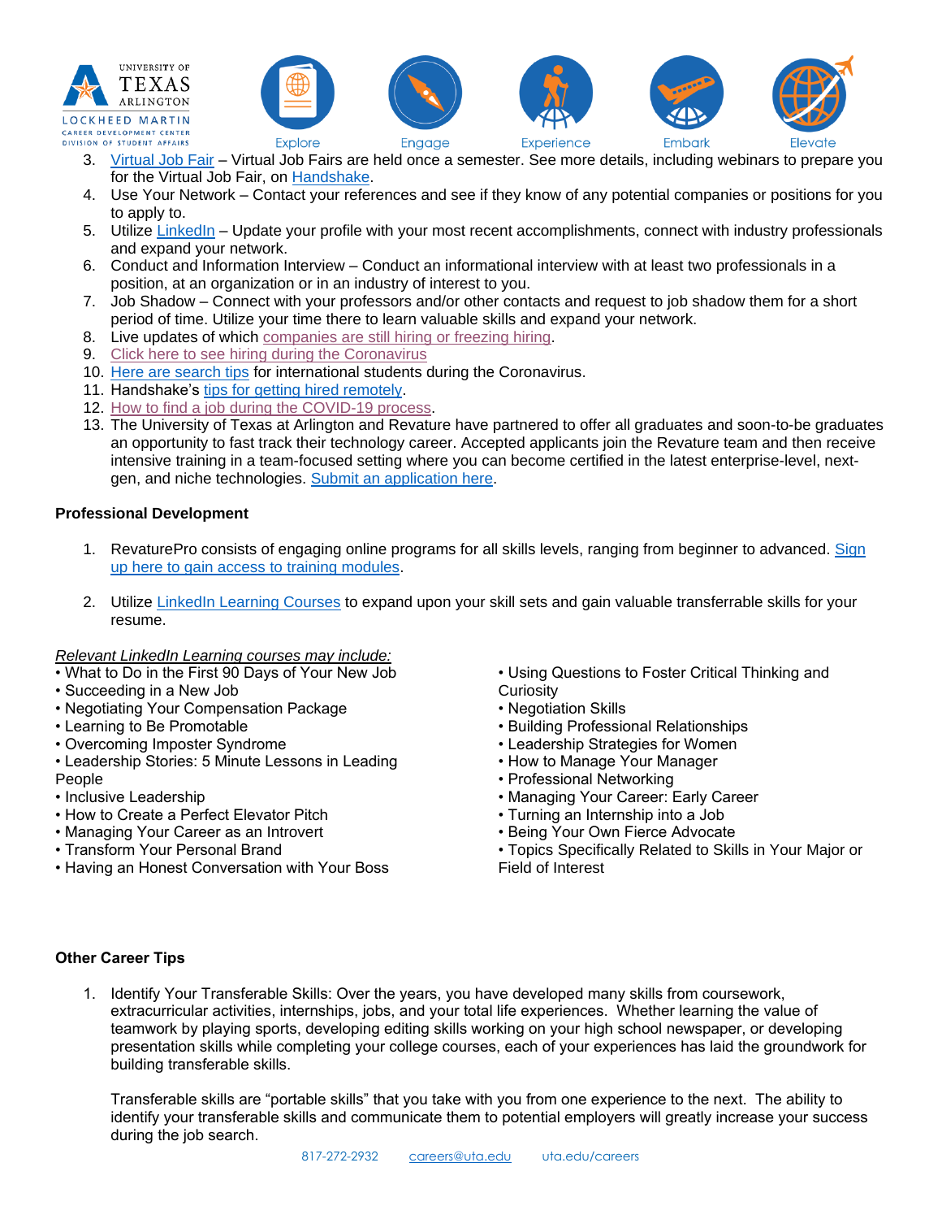3. Virtual Job Fair – Virtual Job Fairs are held once a semester. See more details, including webinars to prepare you for the Virtual Job Fair, on Handshake.
4. Use Your Network – Contact your references and see if they know of any potential companies or positions for you to apply to.
5. Utilize LinkedIn – Update your profile with your most recent accomplishments, connect with industry professionals and expand your network.
6. Conduct and Information Interview – Conduct an informational interview with at least two professionals in a position, at an organization or in an industry of interest to you.
7. Job Shadow – Connect with your professors and/or other contacts and request to job shadow them for a short period of time. Utilize your time there to learn valuable skills and expand your network.
8. Live updates of which companies are still hiring or freezing hiring.
9. Click here to see hiring during the Coronavirus
10. Here are search tips for international students during the Coronavirus.
11. Handshake's tips for getting hired remotely.
12. How to find a job during the COVID-19 process.
13. The University of Texas at Arlington and Revature have partnered to offer all graduates and soon-to-be graduates an opportunity to fast track their technology career. Accepted applicants join the Revature team and then receive intensive training in a team-focused setting where you can become certified in the latest enterprise-level, next-gen, and niche technologies. Submit an application here.

**Professional Development**

1. RevaturePro consists of engaging online programs for all skills levels, ranging from beginner to advanced. Sign up here to gain access to training modules.

2. Utilize LinkedIn Learning Courses to expand upon your skill sets and gain valuable transferrable skills for your resume.

*Relevant LinkedIn Learning courses may include:*

- What to Do in the First 90 Days of Your New Job
- Succeeding in a New Job
- Negotiating Your Compensation Package
- Learning to Be Promotable
- Overcoming Imposter Syndrome
- Leadership Stories: 5 Minute Lessons in Leading People
- Inclusive Leadership
- How to Create a Perfect Elevator Pitch
- Managing Your Career as an Introvert
- Transform Your Personal Brand
- Having an Honest Conversation with Your Boss
- Using Questions to Foster Critical Thinking and Curiosity
- Negotiation Skills
- Building Professional Relationships
- Leadership Strategies for Women
- How to Manage Your Manager
- Professional Networking
- Managing Your Career: Early Career
- Turning an Internship into a Job
- Being Your Own Fierce Advocate
- Topics Specifically Related to Skills in Your Major or Field of Interest

**Other Career Tips**

1. Identify Your Transferable Skills: Over the years, you have developed many skills from coursework, extracurricular activities, internships, jobs, and your total life experiences. Whether learning the value of teamwork by playing sports, developing editing skills working on your high school newspaper, or developing presentation skills while completing your college courses, each of your experiences has laid the groundwork for building transferable skills.

   Transferable skills are "portable skills" that you take with you from one experience to the next. The ability to identify your transferable skills and communicate them to potential employers will greatly increase your success during the job search.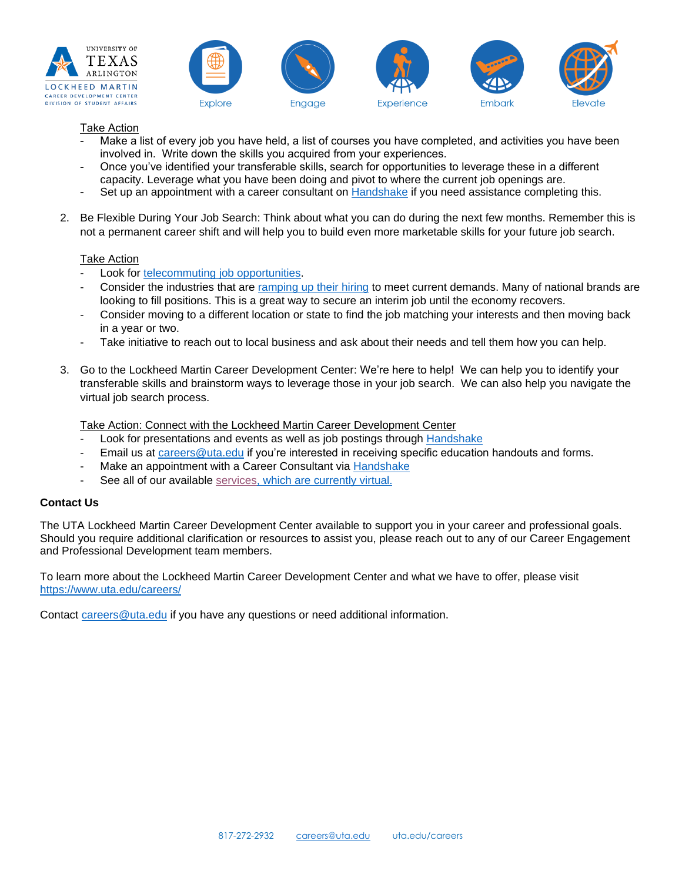Take Action

- Make a list of every job you have held, a list of courses you have completed, and activities you have been involved in. Write down the skills you acquired from your experiences.
- Once you've identified your transferable skills, search for opportunities to leverage these in a different capacity. Leverage what you have been doing and pivot to where the current job openings are.
- Set up an appointment with a career consultant on Handshake if you need assistance completing this.

2. Be Flexible During Your Job Search: Think about what you can do during the next few months. Remember this is not a permanent career shift and will help you to build even more marketable skills for your future job search.

   Take Action

   - Look for telecommuting job opportunities.
   - Consider the industries that are ramping up their hiring to meet current demands. Many of national brands are looking to fill positions. This is a great way to secure an interim job until the economy recovers.
   - Consider moving to a different location or state to find the job matching your interests and then moving back in a year or two.
   - Take initiative to reach out to local business and ask about their needs and tell them how you can help.

3. Go to the Lockheed Martin Career Development Center: We're here to help! We can help you to identify your transferable skills and brainstorm ways to leverage those in your job search. We can also help you navigate the virtual job search process.

   Take Action: Connect with the Lockheed Martin Career Development Center

   - Look for presentations and events as well as job postings through Handshake
   - Email us at careers@uta.edu if you're interested in receiving specific education handouts and forms.
   - Make an appointment with a Career Consultant via Handshake
   - See all of our available services, which are currently virtual.

**Contact Us**

The UTA Lockheed Martin Career Development Center available to support you in your career and professional goals. Should you require additional clarification or resources to assist you, please reach out to any of our Career Engagement and Professional Development team members.

To learn more about the Lockheed Martin Career Development Center and what we have to offer, please visit https://www.uta.edu/careers/

Contact careers@uta.edu if you have any questions or need additional information.